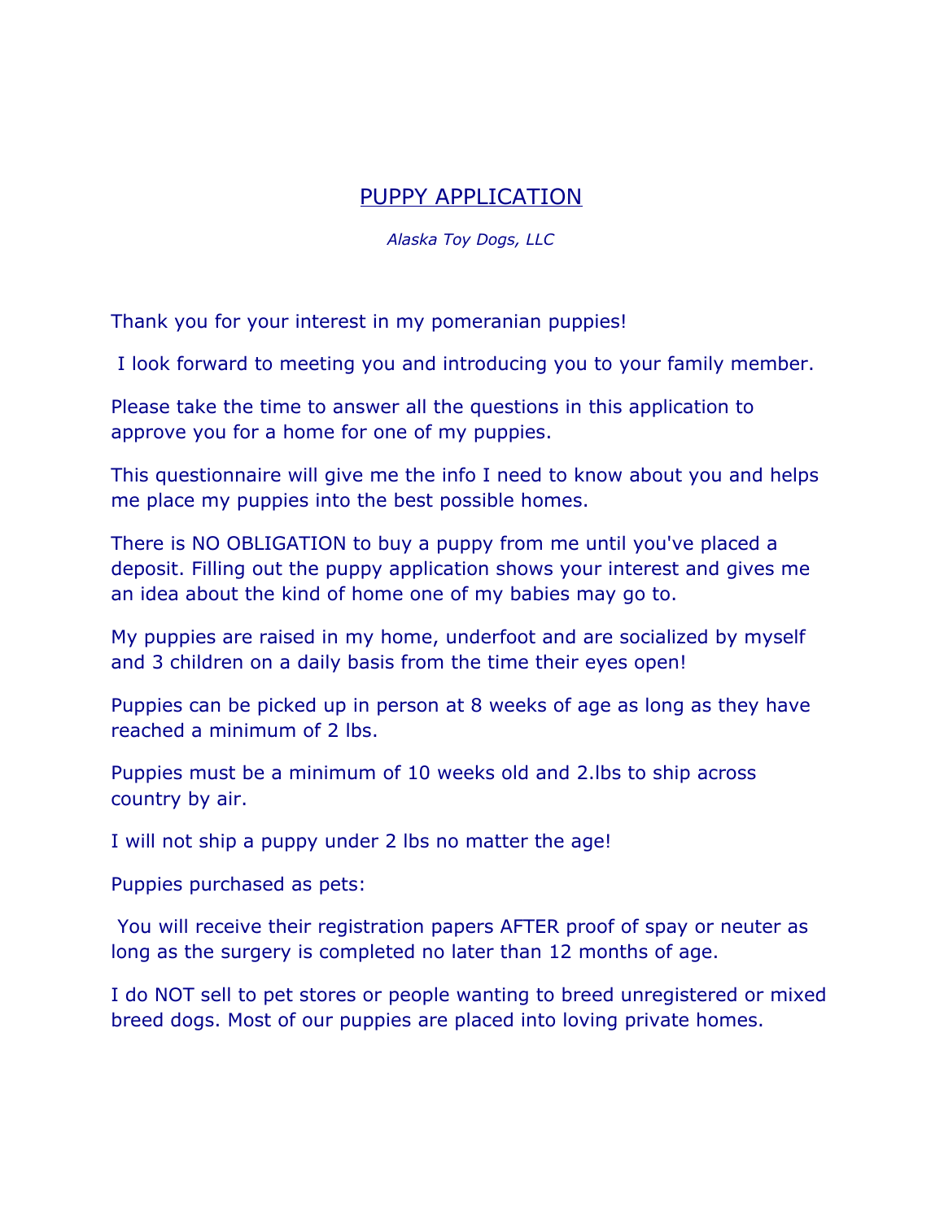# PUPPY APPLICATION

*Alaska Toy Dogs, LLC*

Thank you for your interest in my pomeranian puppies!

I look forward to meeting you and introducing you to your family member.

Please take the time to answer all the questions in this application to approve you for a home for one of my puppies.

This questionnaire will give me the info I need to know about you and helps me place my puppies into the best possible homes.

There is NO OBLIGATION to buy a puppy from me until you've placed a deposit. Filling out the puppy application shows your interest and gives me an idea about the kind of home one of my babies may go to.

My puppies are raised in my home, underfoot and are socialized by myself and 3 children on a daily basis from the time their eyes open!

Puppies can be picked up in person at 8 weeks of age as long as they have reached a minimum of 2 lbs.

Puppies must be a minimum of 10 weeks old and 2.lbs to ship across country by air.

I will not ship a puppy under 2 lbs no matter the age!

Puppies purchased as pets:

You will receive their registration papers AFTER proof of spay or neuter as long as the surgery is completed no later than 12 months of age.

I do NOT sell to pet stores or people wanting to breed unregistered or mixed breed dogs. Most of our puppies are placed into loving private homes.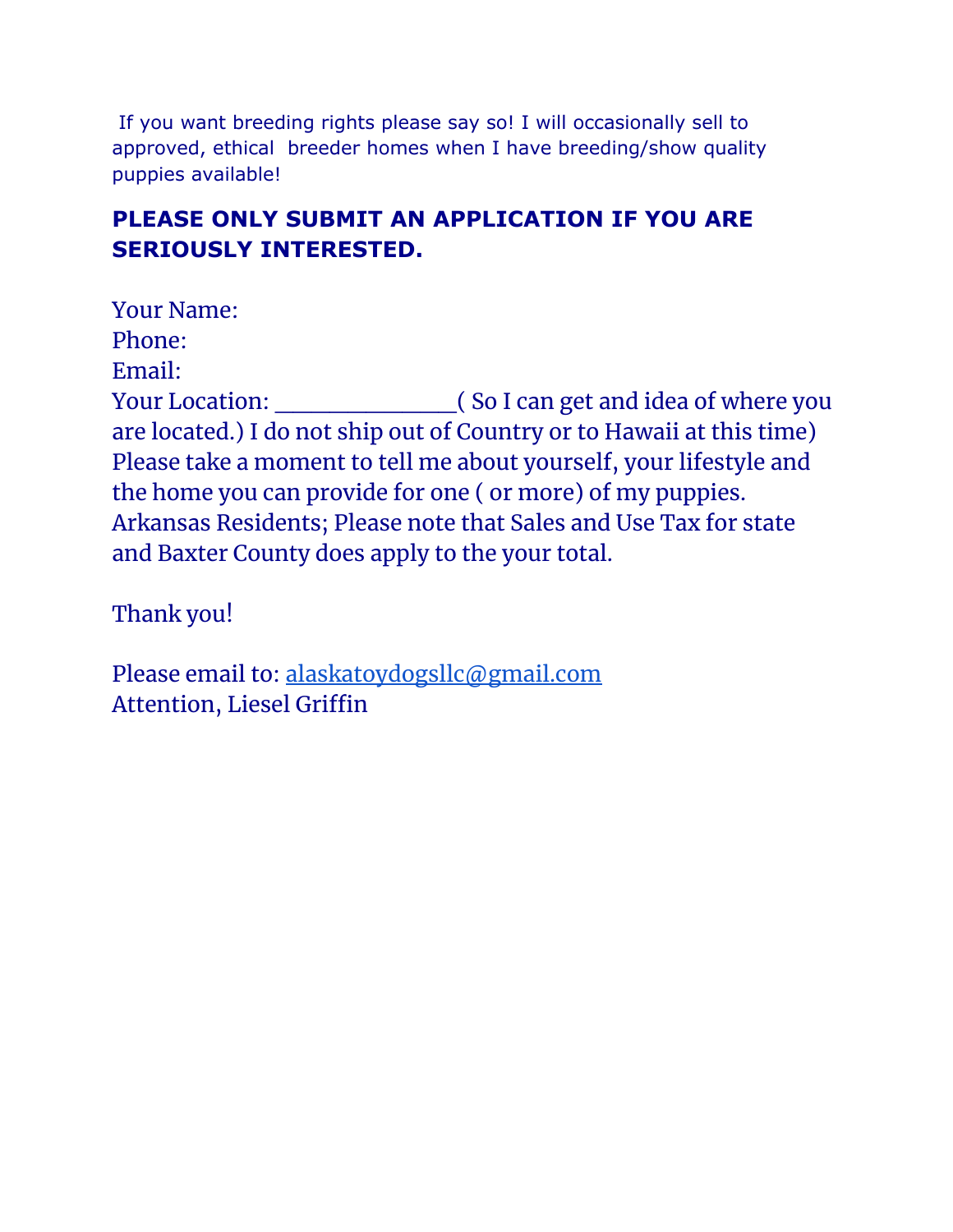If you want breeding rights please say so! I will occasionally sell to approved, ethical breeder homes when I have breeding/show quality puppies available!

**PLEASE ONLY SUBMIT AN APPLICATION IF YOU ARE SERIOUSLY INTERESTED.**

Your Name:
Phone:
Email:
Your Location: _______________( So I can get and idea of where you are located.) I do not ship out of Country or to Hawaii at this time)
Please take a moment to tell me about yourself, your lifestyle and the home you can provide for one ( or more) of my puppies.
Arkansas Residents; Please note that Sales and Use Tax for state and Baxter County does apply to the your total.

Thank you!

Please email to: alaskatoydogsllc@gmail.com
Attention, Liesel Griffin